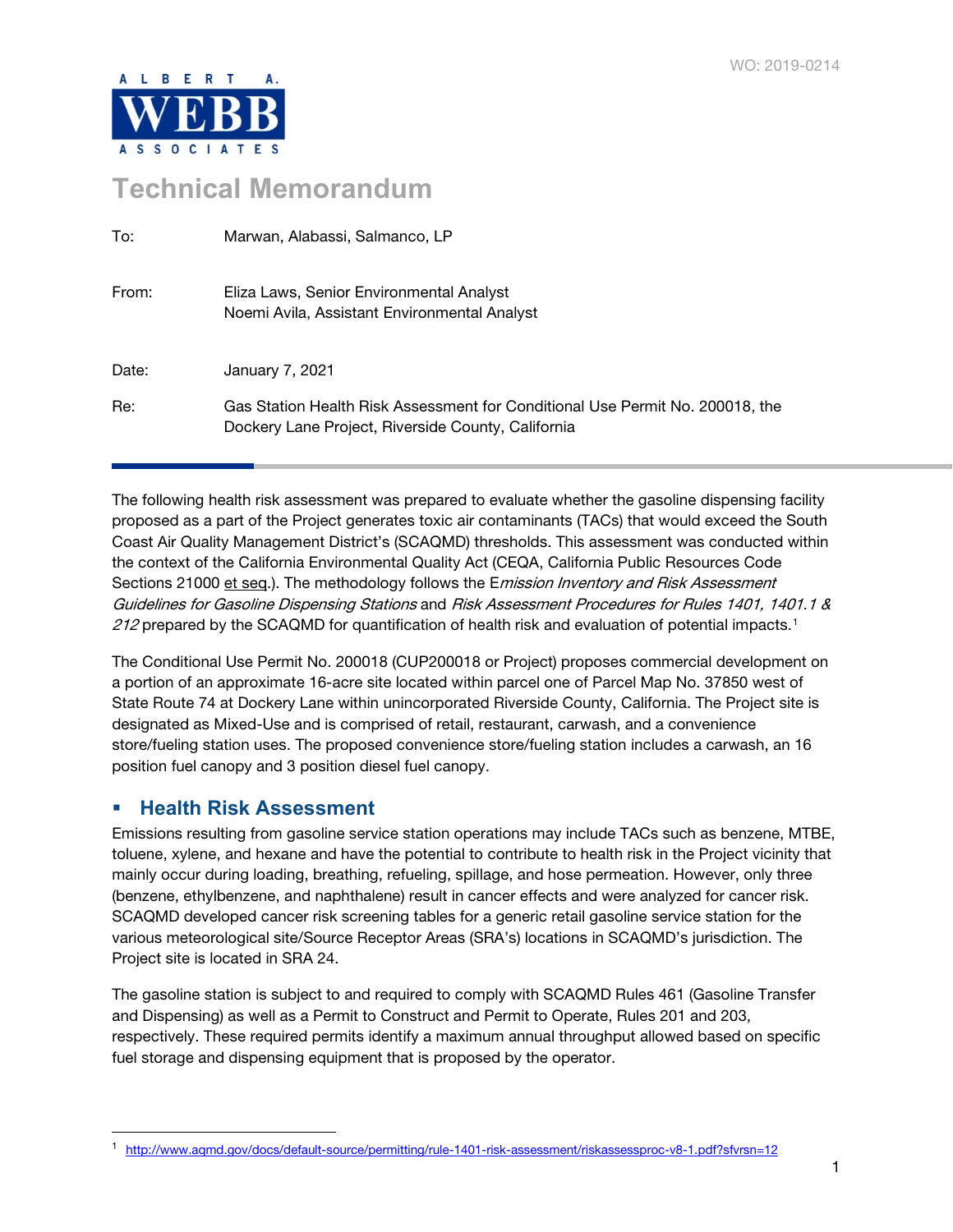WO: 2019-0214

ALBERT A. WEBB ASSOCIATES

# Technical Memorandum

| | |
|---|---|
| To: | Marwan, Alabassi, Salmanco, LP |
| From: | Eliza Laws, Senior Environmental Analyst<br>Noemi Avila, Assistant Environmental Analyst |
| Date: | January 7, 2021 |
| Re: | Gas Station Health Risk Assessment for Conditional Use Permit No. 200018, the Dockery Lane Project, Riverside County, California |

The following health risk assessment was prepared to evaluate whether the gasoline dispensing facility proposed as a part of the Project generates toxic air contaminants (TACs) that would exceed the South Coast Air Quality Management District's (SCAQMD) thresholds. This assessment was conducted within the context of the California Environmental Quality Act (CEQA, California Public Resources Code Sections 21000 et seq.). The methodology follows the E*mission Inventory and Risk Assessment Guidelines for Gasoline Dispensing Stations* and *Risk Assessment Procedures for Rules 1401, 1401.1 & 212* prepared by the SCAQMD for quantification of health risk and evaluation of potential impacts.[1]

The Conditional Use Permit No. 200018 (CUP200018 or Project) proposes commercial development on a portion of an approximate 16-acre site located within parcel one of Parcel Map No. 37850 west of State Route 74 at Dockery Lane within unincorporated Riverside County, California. The Project site is designated as Mixed-Use and is comprised of retail, restaurant, carwash, and a convenience store/fueling station uses. The proposed convenience store/fueling station includes a carwash, an 16 position fuel canopy and 3 position diesel fuel canopy.

## Health Risk Assessment

Emissions resulting from gasoline service station operations may include TACs such as benzene, MTBE, toluene, xylene, and hexane and have the potential to contribute to health risk in the Project vicinity that mainly occur during loading, breathing, refueling, spillage, and hose permeation. However, only three (benzene, ethylbenzene, and naphthalene) result in cancer effects and were analyzed for cancer risk. SCAQMD developed cancer risk screening tables for a generic retail gasoline service station for the various meteorological site/Source Receptor Areas (SRA's) locations in SCAQMD's jurisdiction. The Project site is located in SRA 24.

The gasoline station is subject to and required to comply with SCAQMD Rules 461 (Gasoline Transfer and Dispensing) as well as a Permit to Construct and Permit to Operate, Rules 201 and 203, respectively. These required permits identify a maximum annual throughput allowed based on specific fuel storage and dispensing equipment that is proposed by the operator.

---

[1] http://www.aqmd.gov/docs/default-source/permitting/rule-1401-risk-assessment/riskassessproc-v8-1.pdf?sfvrsn=12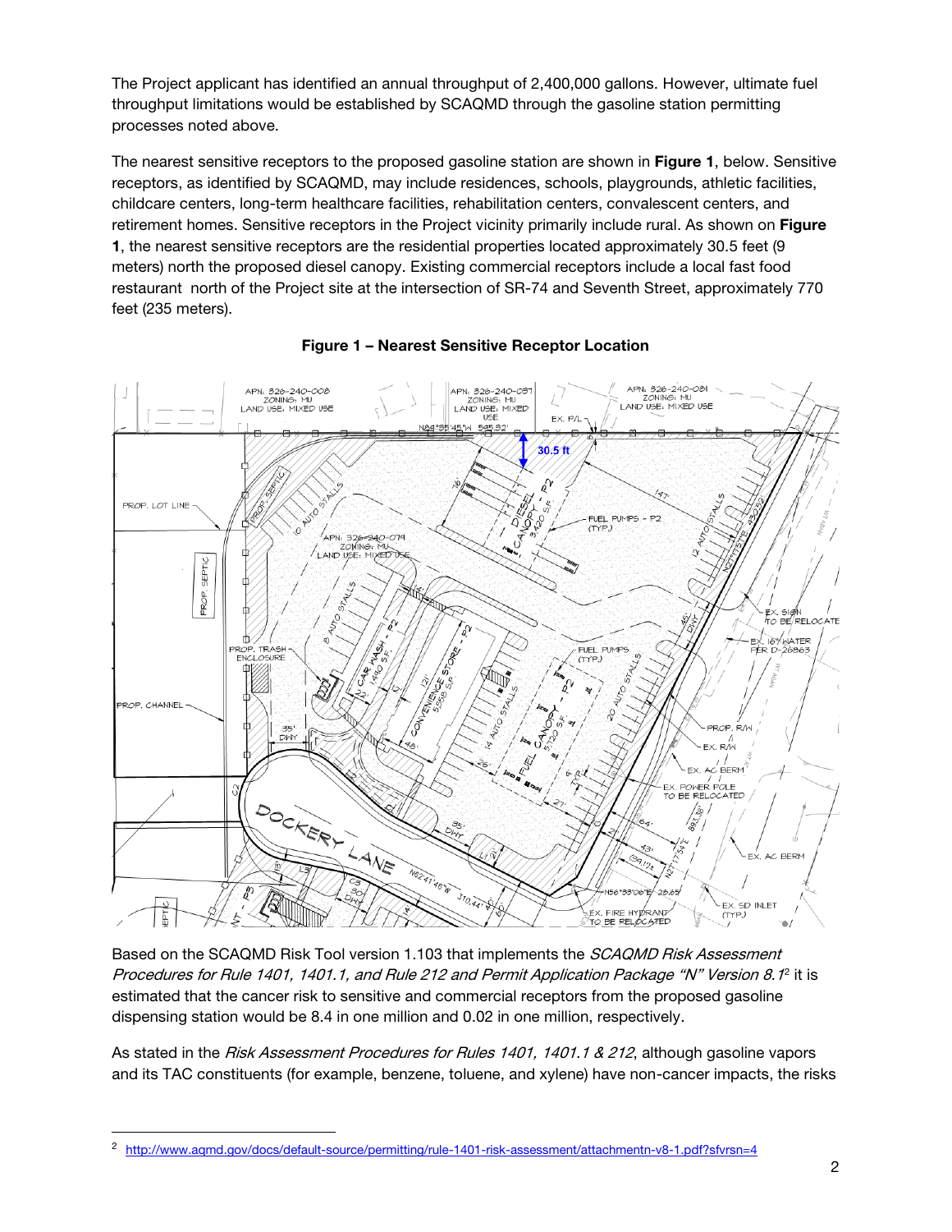The Project applicant has identified an annual throughput of 2,400,000 gallons. However, ultimate fuel throughput limitations would be established by SCAQMD through the gasoline station permitting processes noted above.

The nearest sensitive receptors to the proposed gasoline station are shown in **Figure 1**, below. Sensitive receptors, as identified by SCAQMD, may include residences, schools, playgrounds, athletic facilities, childcare centers, long-term healthcare facilities, rehabilitation centers, convalescent centers, and retirement homes. Sensitive receptors in the Project vicinity primarily include rural. As shown on **Figure 1**, the nearest sensitive receptors are the residential properties located approximately 30.5 feet (9 meters) north the proposed diesel canopy. Existing commercial receptors include a local fast food restaurant north of the Project site at the intersection of SR-74 and Seventh Street, approximately 770 feet (235 meters).

**Figure 1 – Nearest Sensitive Receptor Location**

Based on the SCAQMD Risk Tool version 1.103 that implements the *SCAQMD Risk Assessment Procedures for Rule 1401, 1401.1, and Rule 212 and Permit Application Package "N" Version 8.1*[2] it is estimated that the cancer risk to sensitive and commercial receptors from the proposed gasoline dispensing station would be 8.4 in one million and 0.02 in one million, respectively.

As stated in the *Risk Assessment Procedures for Rules 1401, 1401.1 & 212*, although gasoline vapors and its TAC constituents (for example, benzene, toluene, and xylene) have non-cancer impacts, the risks

---

[2] http://www.aqmd.gov/docs/default-source/permitting/rule-1401-risk-assessment/attachmentn-v8-1.pdf?sfvrsn=4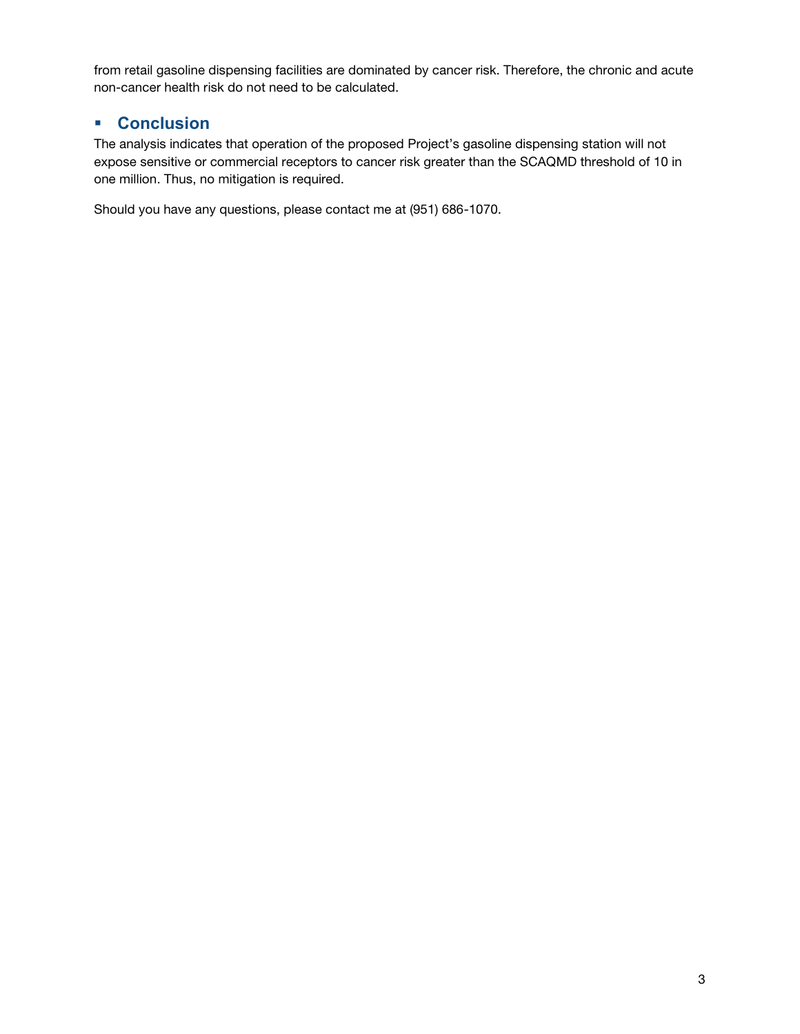from retail gasoline dispensing facilities are dominated by cancer risk. Therefore, the chronic and acute non-cancer health risk do not need to be calculated.

## Conclusion

The analysis indicates that operation of the proposed Project's gasoline dispensing station will not expose sensitive or commercial receptors to cancer risk greater than the SCAQMD threshold of 10 in one million. Thus, no mitigation is required.

Should you have any questions, please contact me at (951) 686-1070.